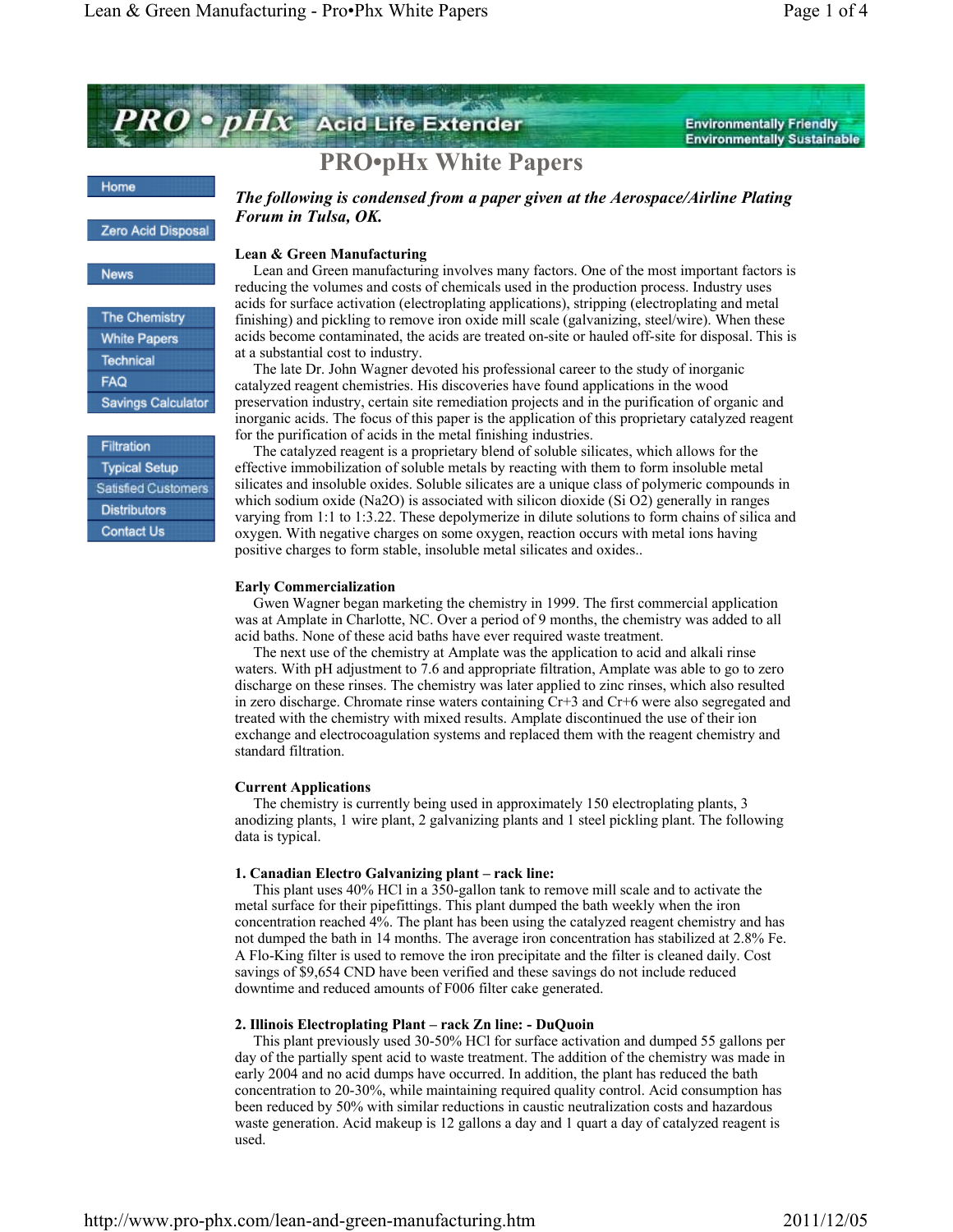# PRO•pHx White Papers

***The following is condensed from a paper given at the Aerospace/Airline Plating Forum in Tulsa, OK.***

**Lean & Green Manufacturing**

Lean and Green manufacturing involves many factors. One of the most important factors is reducing the volumes and costs of chemicals used in the production process. Industry uses acids for surface activation (electroplating applications), stripping (electroplating and metal finishing) and pickling to remove iron oxide mill scale (galvanizing, steel/wire). When these acids become contaminated, the acids are treated on-site or hauled off-site for disposal. This is at a substantial cost to industry.

The late Dr. John Wagner devoted his professional career to the study of inorganic catalyzed reagent chemistries. His discoveries have found applications in the wood preservation industry, certain site remediation projects and in the purification of organic and inorganic acids. The focus of this paper is the application of this proprietary catalyzed reagent for the purification of acids in the metal finishing industries.

The catalyzed reagent is a proprietary blend of soluble silicates, which allows for the effective immobilization of soluble metals by reacting with them to form insoluble metal silicates and insoluble oxides. Soluble silicates are a unique class of polymeric compounds in which sodium oxide ($Na_2O$) is associated with silicon dioxide ($SiO_2$) generally in ranges varying from 1:1 to 1:3.22. These depolymerize in dilute solutions to form chains of silica and oxygen. With negative charges on some oxygen, reaction occurs with metal ions having positive charges to form stable, insoluble metal silicates and oxides..

**Early Commercialization**

Gwen Wagner began marketing the chemistry in 1999. The first commercial application was at Amplate in Charlotte, NC. Over a period of 9 months, the chemistry was added to all acid baths. None of these acid baths have ever required waste treatment.

The next use of the chemistry at Amplate was the application to acid and alkali rinse waters. With pH adjustment to 7.6 and appropriate filtration, Amplate was able to go to zero discharge on these rinses. The chemistry was later applied to zinc rinses, which also resulted in zero discharge. Chromate rinse waters containing $Cr^{+3}$ and $Cr^{+6}$ were also segregated and treated with the chemistry with mixed results. Amplate discontinued the use of their ion exchange and electrocoagulation systems and replaced them with the reagent chemistry and standard filtration.

**Current Applications**

The chemistry is currently being used in approximately 150 electroplating plants, 3 anodizing plants, 1 wire plant, 2 galvanizing plants and 1 steel pickling plant. The following data is typical.

**1. Canadian Electro Galvanizing plant – rack line:**

This plant uses 40% HCl in a 350-gallon tank to remove mill scale and to activate the metal surface for their pipefittings. This plant dumped the bath weekly when the iron concentration reached 4%. The plant has been using the catalyzed reagent chemistry and has not dumped the bath in 14 months. The average iron concentration has stabilized at 2.8% Fe. A Flo-King filter is used to remove the iron precipitate and the filter is cleaned daily. Cost savings of $9,654 CND have been verified and these savings do not include reduced downtime and reduced amounts of F006 filter cake generated.

**2. Illinois Electroplating Plant – rack Zn line: - DuQuoin**

This plant previously used 30-50% HCl for surface activation and dumped 55 gallons per day of the partially spent acid to waste treatment. The addition of the chemistry was made in early 2004 and no acid dumps have occurred. In addition, the plant has reduced the bath concentration to 20-30%, while maintaining required quality control. Acid consumption has been reduced by 50% with similar reductions in caustic neutralization costs and hazardous waste generation. Acid makeup is 12 gallons a day and 1 quart a day of catalyzed reagent is used.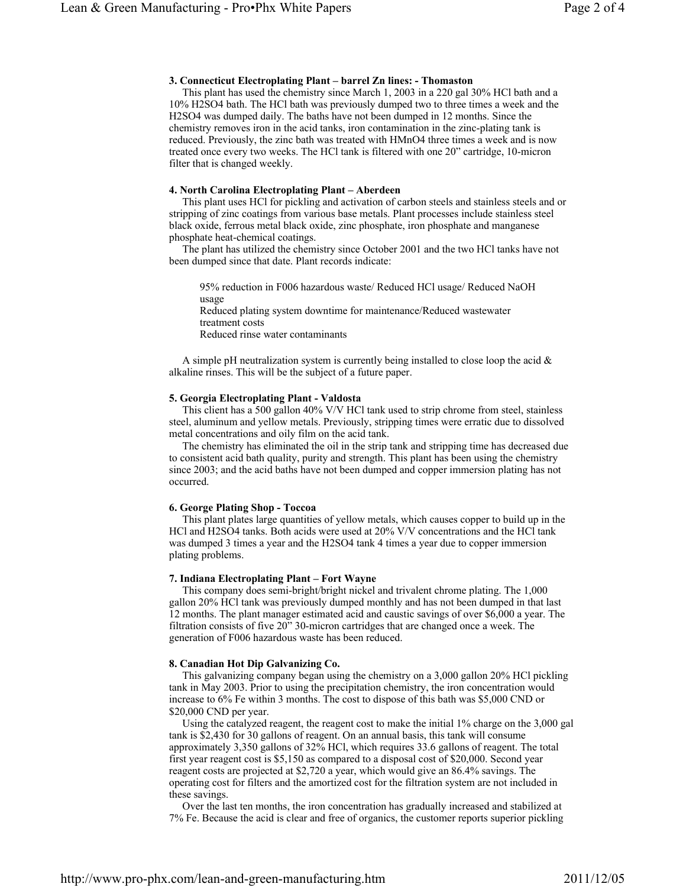### 3. Connecticut Electroplating Plant – barrel Zn lines: - Thomaston

This plant has used the chemistry since March 1, 2003 in a 220 gal 30% HCl bath and a 10% $H_2SO_4$ bath. The HCl bath was previously dumped two to three times a week and the $H_2SO_4$ was dumped daily. The baths have not been dumped in 12 months. Since the chemistry removes iron in the acid tanks, iron contamination in the zinc-plating tank is reduced. Previously, the zinc bath was treated with $HMnO_4$ three times a week and is now treated once every two weeks. The HCl tank is filtered with one 20" cartridge, 10-micron filter that is changed weekly.

### 4. North Carolina Electroplating Plant – Aberdeen

This plant uses HCl for pickling and activation of carbon steels and stainless steels and or stripping of zinc coatings from various base metals. Plant processes include stainless steel black oxide, ferrous metal black oxide, zinc phosphate, iron phosphate and manganese phosphate heat-chemical coatings.

The plant has utilized the chemistry since October 2001 and the two HCl tanks have not been dumped since that date. Plant records indicate:

> 95% reduction in F006 hazardous waste/ Reduced HCl usage/ Reduced NaOH usage
> Reduced plating system downtime for maintenance/Reduced wastewater treatment costs
> Reduced rinse water contaminants

A simple pH neutralization system is currently being installed to close loop the acid & alkaline rinses. This will be the subject of a future paper.

### 5. Georgia Electroplating Plant - Valdosta

This client has a 500 gallon 40% V/V HCl tank used to strip chrome from steel, stainless steel, aluminum and yellow metals. Previously, stripping times were erratic due to dissolved metal concentrations and oily film on the acid tank.

The chemistry has eliminated the oil in the strip tank and stripping time has decreased due to consistent acid bath quality, purity and strength. This plant has been using the chemistry since 2003; and the acid baths have not been dumped and copper immersion plating has not occurred.

### 6. George Plating Shop - Toccoa

This plant plates large quantities of yellow metals, which causes copper to build up in the HCl and $H_2SO_4$ tanks. Both acids were used at 20% V/V concentrations and the HCl tank was dumped 3 times a year and the $H_2SO_4$ tank 4 times a year due to copper immersion plating problems.

### 7. Indiana Electroplating Plant – Fort Wayne

This company does semi-bright/bright nickel and trivalent chrome plating. The 1,000 gallon 20% HCl tank was previously dumped monthly and has not been dumped in that last 12 months. The plant manager estimated acid and caustic savings of over $6,000 a year. The filtration consists of five 20" 30-micron cartridges that are changed once a week. The generation of F006 hazardous waste has been reduced.

### 8. Canadian Hot Dip Galvanizing Co.

This galvanizing company began using the chemistry on a 3,000 gallon 20% HCl pickling tank in May 2003. Prior to using the precipitation chemistry, the iron concentration would increase to 6% Fe within 3 months. The cost to dispose of this bath was $5,000 CND or $20,000 CND per year.

Using the catalyzed reagent, the reagent cost to make the initial 1% charge on the 3,000 gal tank is $2,430 for 30 gallons of reagent. On an annual basis, this tank will consume approximately 3,350 gallons of 32% HCl, which requires 33.6 gallons of reagent. The total first year reagent cost is $5,150 as compared to a disposal cost of $20,000. Second year reagent costs are projected at $2,720 a year, which would give an 86.4% savings. The operating cost for filters and the amortized cost for the filtration system are not included in these savings.

Over the last ten months, the iron concentration has gradually increased and stabilized at 7% Fe. Because the acid is clear and free of organics, the customer reports superior pickling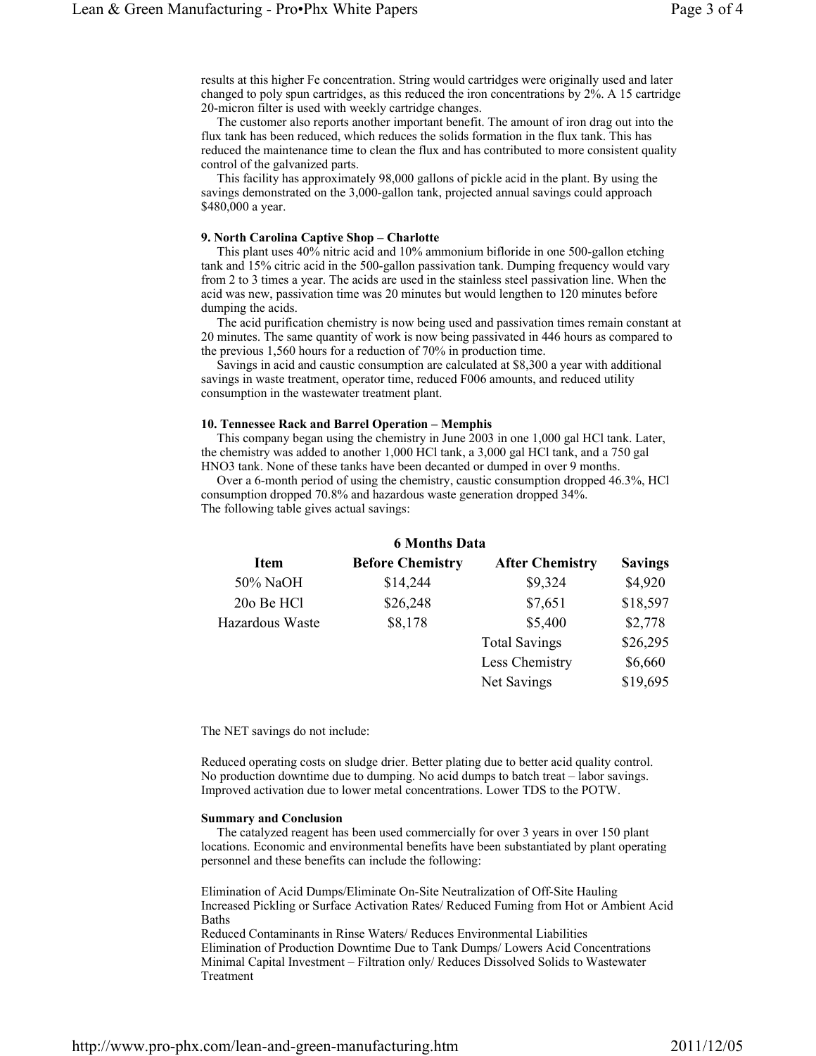results at this higher Fe concentration. String would cartridges were originally used and later changed to poly spun cartridges, as this reduced the iron concentrations by 2%. A 15 cartridge 20-micron filter is used with weekly cartridge changes.

The customer also reports another important benefit. The amount of iron drag out into the flux tank has been reduced, which reduces the solids formation in the flux tank. This has reduced the maintenance time to clean the flux and has contributed to more consistent quality control of the galvanized parts.

This facility has approximately 98,000 gallons of pickle acid in the plant. By using the savings demonstrated on the 3,000-gallon tank, projected annual savings could approach \$480,000 a year.

**9. North Carolina Captive Shop – Charlotte**

This plant uses 40% nitric acid and 10% ammonium bifloride in one 500-gallon etching tank and 15% citric acid in the 500-gallon passivation tank. Dumping frequency would vary from 2 to 3 times a year. The acids are used in the stainless steel passivation line. When the acid was new, passivation time was 20 minutes but would lengthen to 120 minutes before dumping the acids.

The acid purification chemistry is now being used and passivation times remain constant at 20 minutes. The same quantity of work is now being passivated in 446 hours as compared to the previous 1,560 hours for a reduction of 70% in production time.

Savings in acid and caustic consumption are calculated at \$8,300 a year with additional savings in waste treatment, operator time, reduced F006 amounts, and reduced utility consumption in the wastewater treatment plant.

**10. Tennessee Rack and Barrel Operation – Memphis**

This company began using the chemistry in June 2003 in one 1,000 gal HCl tank. Later, the chemistry was added to another 1,000 HCl tank, a 3,000 gal HCl tank, and a 750 gal $HNO_3$ tank. None of these tanks have been decanted or dumped in over 9 months.

Over a 6-month period of using the chemistry, caustic consumption dropped 46.3%, HCl consumption dropped 70.8% and hazardous waste generation dropped 34%.
The following table gives actual savings:

**6 Months Data**

| Item | Before Chemistry | After Chemistry | Savings |
|---|---|---|---|
| 50% NaOH | \$14,244 | \$9,324 | \$4,920 |
| 20o Be HCl | \$26,248 | \$7,651 | \$18,597 |
| Hazardous Waste | \$8,178 | \$5,400 | \$2,778 |
| | | Total Savings | \$26,295 |
| | | Less Chemistry | \$6,660 |
| | | Net Savings | \$19,695 |

The NET savings do not include:

Reduced operating costs on sludge drier. Better plating due to better acid quality control. No production downtime due to dumping. No acid dumps to batch treat – labor savings. Improved activation due to lower metal concentrations. Lower TDS to the POTW.

**Summary and Conclusion**

The catalyzed reagent has been used commercially for over 3 years in over 150 plant locations. Economic and environmental benefits have been substantiated by plant operating personnel and these benefits can include the following:

Elimination of Acid Dumps/Eliminate On-Site Neutralization of Off-Site Hauling
Increased Pickling or Surface Activation Rates/ Reduced Fuming from Hot or Ambient Acid Baths
Reduced Contaminants in Rinse Waters/ Reduces Environmental Liabilities
Elimination of Production Downtime Due to Tank Dumps/ Lowers Acid Concentrations
Minimal Capital Investment – Filtration only/ Reduces Dissolved Solids to Wastewater Treatment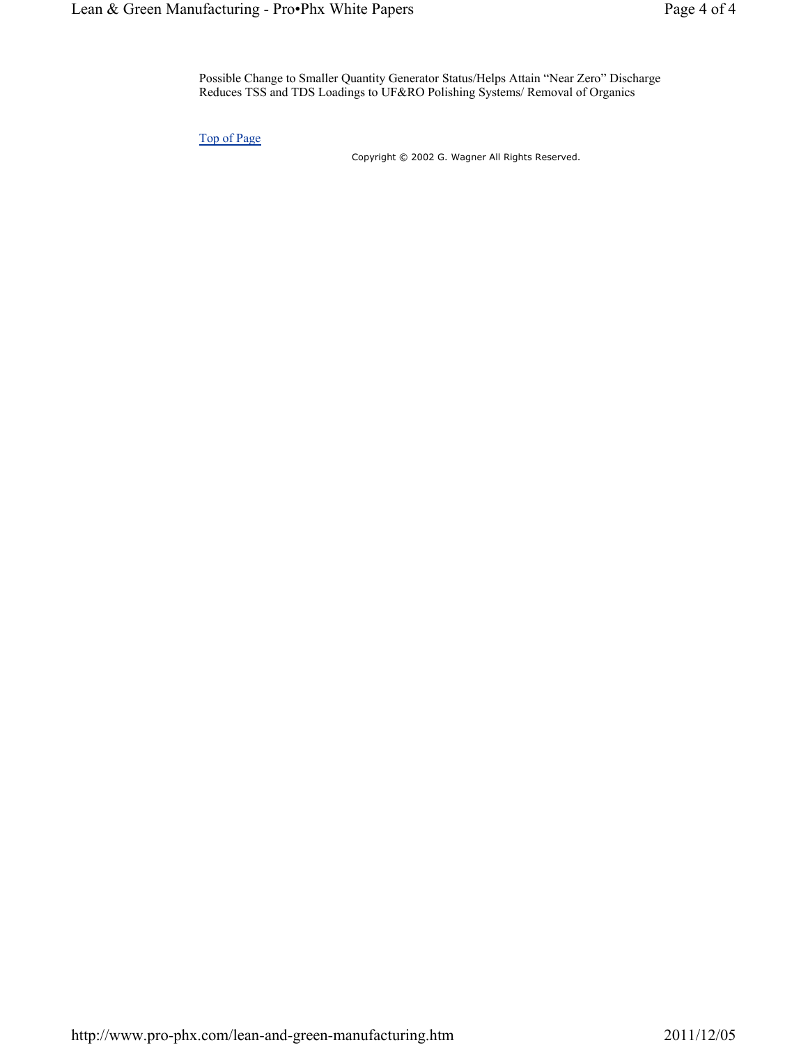Possible Change to Smaller Quantity Generator Status/Helps Attain "Near Zero" Discharge
Reduces TSS and TDS Loadings to UF&RO Polishing Systems/ Removal of Organics

Top of Page

Copyright © 2002 G. Wagner All Rights Reserved.